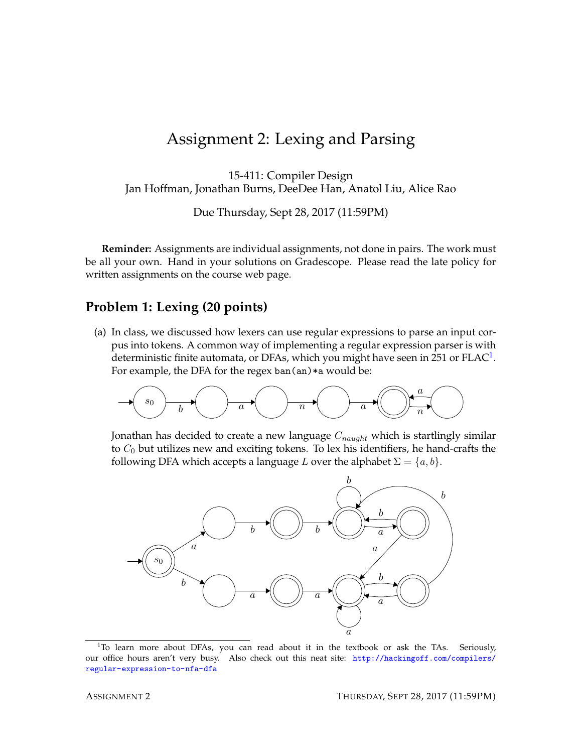# Assignment 2: Lexing and Parsing

15-411: Compiler Design
Jan Hoffman, Jonathan Burns, DeeDee Han, Anatol Liu, Alice Rao

Due Thursday, Sept 28, 2017 (11:59PM)

**Reminder:** Assignments are individual assignments, not done in pairs. The work must be all your own. Hand in your solutions on Gradescope. Please read the late policy for written assignments on the course web page.

## Problem 1: Lexing (20 points)

(a) In class, we discussed how lexers can use regular expressions to parse an input corpus into tokens. A common way of implementing a regular expression parser is with deterministic finite automata, or DFAs, which you might have seen in 251 or FLAC[1]. For example, the DFA for the regex `ban(an)*a` would be:

Jonathan has decided to create a new language $C_{naught}$ which is startlingly similar to $C_0$ but utilizes new and exciting tokens. To lex his identifiers, he hand-crafts the following DFA which accepts a language $L$ over the alphabet $\Sigma = \{a, b\}$.

[1] To learn more about DFAs, you can read about it in the textbook or ask the TAs. Seriously, our office hours aren't very busy. Also check out this neat site: http://hackingoff.com/compilers/regular-expression-to-nfa-dfa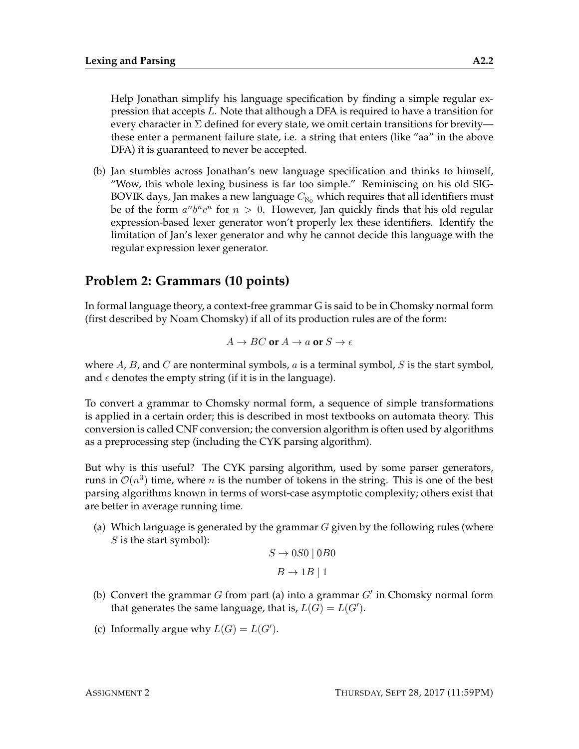Help Jonathan simplify his language specification by finding a simple regular expression that accepts $L$. Note that although a DFA is required to have a transition for every character in $\Sigma$ defined for every state, we omit certain transitions for brevity—these enter a permanent failure state, i.e. a string that enters (like "aa" in the above DFA) it is guaranteed to never be accepted.

(b) Jan stumbles across Jonathan's new language specification and thinks to himself, "Wow, this whole lexing business is far too simple." Reminiscing on his old SIGBOVIK days, Jan makes a new language $C_{\aleph_0}$ which requires that all identifiers must be of the form $a^n b^n c^n$ for $n > 0$. However, Jan quickly finds that his old regular expression-based lexer generator won't properly lex these identifiers. Identify the limitation of Jan's lexer generator and why he cannot decide this language with the regular expression lexer generator.

## Problem 2: Grammars (10 points)

In formal language theory, a context-free grammar G is said to be in Chomsky normal form (first described by Noam Chomsky) if all of its production rules are of the form:

$$A \to BC \textbf{ or } A \to a \textbf{ or } S \to \epsilon$$

where $A$, $B$, and $C$ are nonterminal symbols, $a$ is a terminal symbol, $S$ is the start symbol, and $\epsilon$ denotes the empty string (if it is in the language).

To convert a grammar to Chomsky normal form, a sequence of simple transformations is applied in a certain order; this is described in most textbooks on automata theory. This conversion is called CNF conversion; the conversion algorithm is often used by algorithms as a preprocessing step (including the CYK parsing algorithm).

But why is this useful? The CYK parsing algorithm, used by some parser generators, runs in $\mathcal{O}(n^3)$ time, where $n$ is the number of tokens in the string. This is one of the best parsing algorithms known in terms of worst-case asymptotic complexity; others exist that are better in average running time.

(a) Which language is generated by the grammar $G$ given by the following rules (where $S$ is the start symbol):

$$S \to 0S0 \mid 0B0$$

$$B \to 1B \mid 1$$

(b) Convert the grammar $G$ from part (a) into a grammar $G'$ in Chomsky normal form that generates the same language, that is, $L(G) = L(G')$.

(c) Informally argue why $L(G) = L(G')$.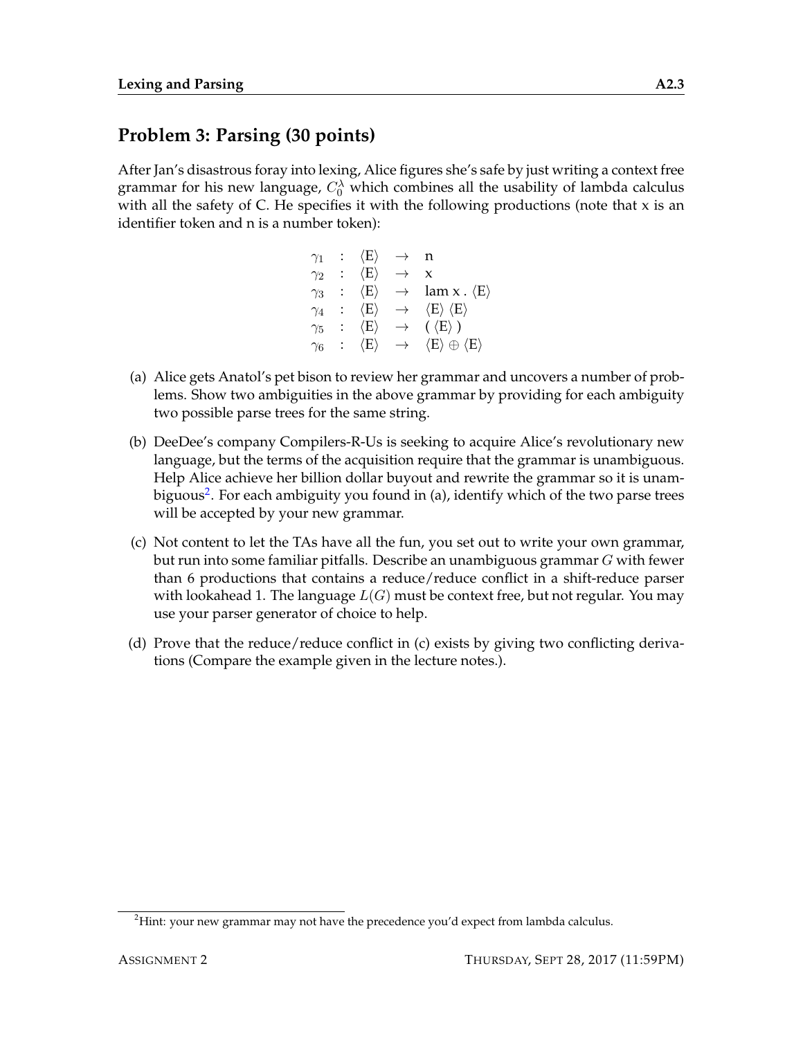## Problem 3: Parsing (30 points)

After Jan's disastrous foray into lexing, Alice figures she's safe by just writing a context free grammar for his new language, $C_0^\lambda$ which combines all the usability of lambda calculus with all the safety of C. He specifies it with the following productions (note that x is an identifier token and n is a number token):

$$
\begin{array}{llll}
\gamma_1 & : & \langle \text{E} \rangle & \rightarrow & \text{n} \\
\gamma_2 & : & \langle \text{E} \rangle & \rightarrow & \text{x} \\
\gamma_3 & : & \langle \text{E} \rangle & \rightarrow & \text{lam x . } \langle \text{E} \rangle \\
\gamma_4 & : & \langle \text{E} \rangle & \rightarrow & \langle \text{E} \rangle \; \langle \text{E} \rangle \\
\gamma_5 & : & \langle \text{E} \rangle & \rightarrow & ( \; \langle \text{E} \rangle \; ) \\
\gamma_6 & : & \langle \text{E} \rangle & \rightarrow & \langle \text{E} \rangle \oplus \langle \text{E} \rangle
\end{array}
$$

(a) Alice gets Anatol's pet bison to review her grammar and uncovers a number of problems. Show two ambiguities in the above grammar by providing for each ambiguity two possible parse trees for the same string.

(b) DeeDee's company Compilers-R-Us is seeking to acquire Alice's revolutionary new language, but the terms of the acquisition require that the grammar is unambiguous. Help Alice achieve her billion dollar buyout and rewrite the grammar so it is unambiguous[2]. For each ambiguity you found in (a), identify which of the two parse trees will be accepted by your new grammar.

(c) Not content to let the TAs have all the fun, you set out to write your own grammar, but run into some familiar pitfalls. Describe an unambiguous grammar $G$ with fewer than 6 productions that contains a reduce/reduce conflict in a shift-reduce parser with lookahead 1. The language $L(G)$ must be context free, but not regular. You may use your parser generator of choice to help.

(d) Prove that the reduce/reduce conflict in (c) exists by giving two conflicting derivations (Compare the example given in the lecture notes.).

[2] Hint: your new grammar may not have the precedence you'd expect from lambda calculus.